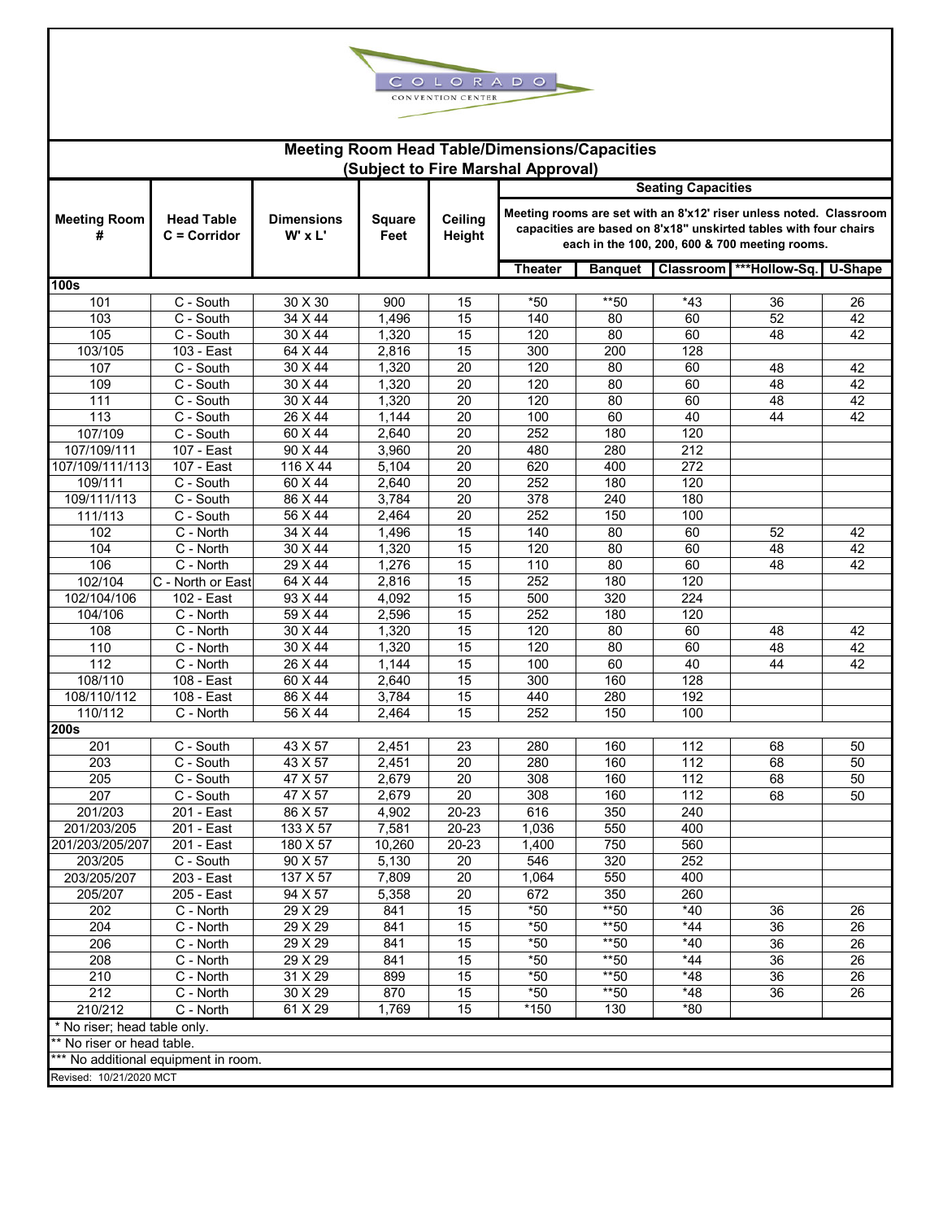COLORADO CONVENTION CENTER

## Meeting Room Head Table/Dimensions/Capacities
### (Subject to Fire Marshal Approval)

| Meeting Room # | Head Table C = Corridor | Dimensions W' x L' | Square Feet | Ceiling Height | Seating Capacities | | | | |
|---|---|---|---|---|---|---|---|---|---|
| | | | | | Meeting rooms are set with an 8'x12' riser unless noted. Classroom capacities are based on 8'x18" unskirted tables with four chairs each in the 100, 200, 600 & 700 meeting rooms. | | | | |
| | | | | | Theater | Banquet | Classroom | ***Hollow-Sq. | U-Shape |
| **100s** | | | | | | | | | |
| 101 | C - South | 30 X 30 | 900 | 15 | *50 | **50 | *43 | 36 | 26 |
| 103 | C - South | 34 X 44 | 1,496 | 15 | 140 | 80 | 60 | 52 | 42 |
| 105 | C - South | 30 X 44 | 1,320 | 15 | 120 | 80 | 60 | 48 | 42 |
| 103/105 | 103 - East | 64 X 44 | 2,816 | 15 | 300 | 200 | 128 | | |
| 107 | C - South | 30 X 44 | 1,320 | 20 | 120 | 80 | 60 | 48 | 42 |
| 109 | C - South | 30 X 44 | 1,320 | 20 | 120 | 80 | 60 | 48 | 42 |
| 111 | C - South | 30 X 44 | 1,320 | 20 | 120 | 80 | 60 | 48 | 42 |
| 113 | C - South | 26 X 44 | 1,144 | 20 | 100 | 60 | 40 | 44 | 42 |
| 107/109 | C - South | 60 X 44 | 2,640 | 20 | 252 | 180 | 120 | | |
| 107/109/111 | 107 - East | 90 X 44 | 3,960 | 20 | 480 | 280 | 212 | | |
| 107/109/111/113 | 107 - East | 116 X 44 | 5,104 | 20 | 620 | 400 | 272 | | |
| 109/111 | C - South | 60 X 44 | 2,640 | 20 | 252 | 180 | 120 | | |
| 109/111/113 | C - South | 86 X 44 | 3,784 | 20 | 378 | 240 | 180 | | |
| 111/113 | C - South | 56 X 44 | 2,464 | 20 | 252 | 150 | 100 | | |
| 102 | C - North | 34 X 44 | 1,496 | 15 | 140 | 80 | 60 | 52 | 42 |
| 104 | C - North | 30 X 44 | 1,320 | 15 | 120 | 80 | 60 | 48 | 42 |
| 106 | C - North | 29 X 44 | 1,276 | 15 | 110 | 80 | 60 | 48 | 42 |
| 102/104 | C - North or East | 64 X 44 | 2,816 | 15 | 252 | 180 | 120 | | |
| 102/104/106 | 102 - East | 93 X 44 | 4,092 | 15 | 500 | 320 | 224 | | |
| 104/106 | C - North | 59 X 44 | 2,596 | 15 | 252 | 180 | 120 | | |
| 108 | C - North | 30 X 44 | 1,320 | 15 | 120 | 80 | 60 | 48 | 42 |
| 110 | C - North | 30 X 44 | 1,320 | 15 | 120 | 80 | 60 | 48 | 42 |
| 112 | C - North | 26 X 44 | 1,144 | 15 | 100 | 60 | 40 | 44 | 42 |
| 108/110 | 108 - East | 60 X 44 | 2,640 | 15 | 300 | 160 | 128 | | |
| 108/110/112 | 108 - East | 86 X 44 | 3,784 | 15 | 440 | 280 | 192 | | |
| 110/112 | C - North | 56 X 44 | 2,464 | 15 | 252 | 150 | 100 | | |
| **200s** | | | | | | | | | |
| 201 | C - South | 43 X 57 | 2,451 | 23 | 280 | 160 | 112 | 68 | 50 |
| 203 | C - South | 43 X 57 | 2,451 | 20 | 280 | 160 | 112 | 68 | 50 |
| 205 | C - South | 47 X 57 | 2,679 | 20 | 308 | 160 | 112 | 68 | 50 |
| 207 | C - South | 47 X 57 | 2,679 | 20 | 308 | 160 | 112 | 68 | 50 |
| 201/203 | 201 - East | 86 X 57 | 4,902 | 20-23 | 616 | 350 | 240 | | |
| 201/203/205 | 201 - East | 133 X 57 | 7,581 | 20-23 | 1,036 | 550 | 400 | | |
| 201/203/205/207 | 201 - East | 180 X 57 | 10,260 | 20-23 | 1,400 | 750 | 560 | | |
| 203/205 | C - South | 90 X 57 | 5,130 | 20 | 546 | 320 | 252 | | |
| 203/205/207 | 203 - East | 137 X 57 | 7,809 | 20 | 1,064 | 550 | 400 | | |
| 205/207 | 205 - East | 94 X 57 | 5,358 | 20 | 672 | 350 | 260 | | |
| 202 | C - North | 29 X 29 | 841 | 15 | *50 | **50 | *40 | 36 | 26 |
| 204 | C - North | 29 X 29 | 841 | 15 | *50 | **50 | *44 | 36 | 26 |
| 206 | C - North | 29 X 29 | 841 | 15 | *50 | **50 | *40 | 36 | 26 |
| 208 | C - North | 29 X 29 | 841 | 15 | *50 | **50 | *44 | 36 | 26 |
| 210 | C - North | 31 X 29 | 899 | 15 | *50 | **50 | *48 | 36 | 26 |
| 212 | C - North | 30 X 29 | 870 | 15 | *50 | **50 | *48 | 36 | 26 |
| 210/212 | C - North | 61 X 29 | 1,769 | 15 | *150 | 130 | *80 | | |

* No riser; head table only.

** No riser or head table.

*** No additional equipment in room.

Revised: 10/21/2020 MCT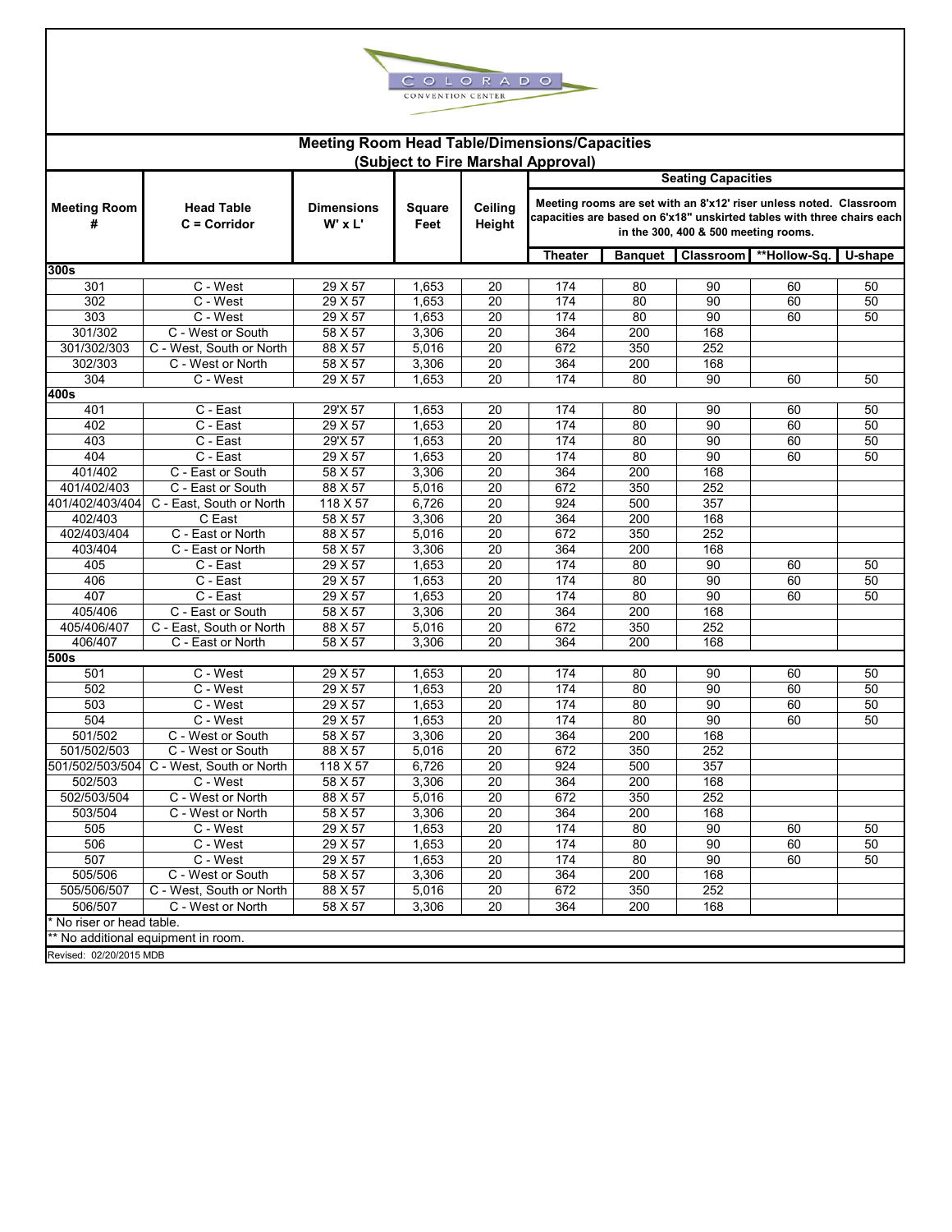COLORADO CONVENTION CENTER

## Meeting Room Head Table/Dimensions/Capacities
### (Subject to Fire Marshal Approval)

| Meeting Room # | Head Table C = Corridor | Dimensions W' x L' | Square Feet | Ceiling Height | Seating Capacities | | | | |
|---|---|---|---|---|---|---|---|---|---|
| | | | | | Meeting rooms are set with an 8'x12' riser unless noted. Classroom capacities are based on 6'x18" unskirted tables with three chairs each in the 300, 400 & 500 meeting rooms. | | | | |
| | | | | | Theater | Banquet | Classroom | **Hollow-Sq. | U-shape |
| **300s** | | | | | | | | | |
| 301 | C - West | 29 X 57 | 1,653 | 20 | 174 | 80 | 90 | 60 | 50 |
| 302 | C - West | 29 X 57 | 1,653 | 20 | 174 | 80 | 90 | 60 | 50 |
| 303 | C - West | 29 X 57 | 1,653 | 20 | 174 | 80 | 90 | 60 | 50 |
| 301/302 | C - West or South | 58 X 57 | 3,306 | 20 | 364 | 200 | 168 | | |
| 301/302/303 | C - West, South or North | 88 X 57 | 5,016 | 20 | 672 | 350 | 252 | | |
| 302/303 | C - West or North | 58 X 57 | 3,306 | 20 | 364 | 200 | 168 | | |
| 304 | C - West | 29 X 57 | 1,653 | 20 | 174 | 80 | 90 | 60 | 50 |
| **400s** | | | | | | | | | |
| 401 | C - East | 29'X 57 | 1,653 | 20 | 174 | 80 | 90 | 60 | 50 |
| 402 | C - East | 29 X 57 | 1,653 | 20 | 174 | 80 | 90 | 60 | 50 |
| 403 | C - East | 29'X 57 | 1,653 | 20 | 174 | 80 | 90 | 60 | 50 |
| 404 | C - East | 29 X 57 | 1,653 | 20 | 174 | 80 | 90 | 60 | 50 |
| 401/402 | C - East or South | 58 X 57 | 3,306 | 20 | 364 | 200 | 168 | | |
| 401/402/403 | C - East or South | 88 X 57 | 5,016 | 20 | 672 | 350 | 252 | | |
| 401/402/403/404 | C - East, South or North | 118 X 57 | 6,726 | 20 | 924 | 500 | 357 | | |
| 402/403 | C East | 58 X 57 | 3,306 | 20 | 364 | 200 | 168 | | |
| 402/403/404 | C - East or North | 88 X 57 | 5,016 | 20 | 672 | 350 | 252 | | |
| 403/404 | C - East or North | 58 X 57 | 3,306 | 20 | 364 | 200 | 168 | | |
| 405 | C - East | 29 X 57 | 1,653 | 20 | 174 | 80 | 90 | 60 | 50 |
| 406 | C - East | 29 X 57 | 1,653 | 20 | 174 | 80 | 90 | 60 | 50 |
| 407 | C - East | 29 X 57 | 1,653 | 20 | 174 | 80 | 90 | 60 | 50 |
| 405/406 | C - East or South | 58 X 57 | 3,306 | 20 | 364 | 200 | 168 | | |
| 405/406/407 | C - East, South or North | 88 X 57 | 5,016 | 20 | 672 | 350 | 252 | | |
| 406/407 | C - East or North | 58 X 57 | 3,306 | 20 | 364 | 200 | 168 | | |
| **500s** | | | | | | | | | |
| 501 | C - West | 29 X 57 | 1,653 | 20 | 174 | 80 | 90 | 60 | 50 |
| 502 | C - West | 29 X 57 | 1,653 | 20 | 174 | 80 | 90 | 60 | 50 |
| 503 | C - West | 29 X 57 | 1,653 | 20 | 174 | 80 | 90 | 60 | 50 |
| 504 | C - West | 29 X 57 | 1,653 | 20 | 174 | 80 | 90 | 60 | 50 |
| 501/502 | C - West or South | 58 X 57 | 3,306 | 20 | 364 | 200 | 168 | | |
| 501/502/503 | C - West or South | 88 X 57 | 5,016 | 20 | 672 | 350 | 252 | | |
| 501/502/503/504 | C - West, South or North | 118 X 57 | 6,726 | 20 | 924 | 500 | 357 | | |
| 502/503 | C - West | 58 X 57 | 3,306 | 20 | 364 | 200 | 168 | | |
| 502/503/504 | C - West or North | 88 X 57 | 5,016 | 20 | 672 | 350 | 252 | | |
| 503/504 | C - West or North | 58 X 57 | 3,306 | 20 | 364 | 200 | 168 | | |
| 505 | C - West | 29 X 57 | 1,653 | 20 | 174 | 80 | 90 | 60 | 50 |
| 506 | C - West | 29 X 57 | 1,653 | 20 | 174 | 80 | 90 | 60 | 50 |
| 507 | C - West | 29 X 57 | 1,653 | 20 | 174 | 80 | 90 | 60 | 50 |
| 505/506 | C - West or South | 58 X 57 | 3,306 | 20 | 364 | 200 | 168 | | |
| 505/506/507 | C - West, South or North | 88 X 57 | 5,016 | 20 | 672 | 350 | 252 | | |
| 506/507 | C - West or North | 58 X 57 | 3,306 | 20 | 364 | 200 | 168 | | |

* No riser or head table.

** No additional equipment in room.

Revised: 02/20/2015 MDB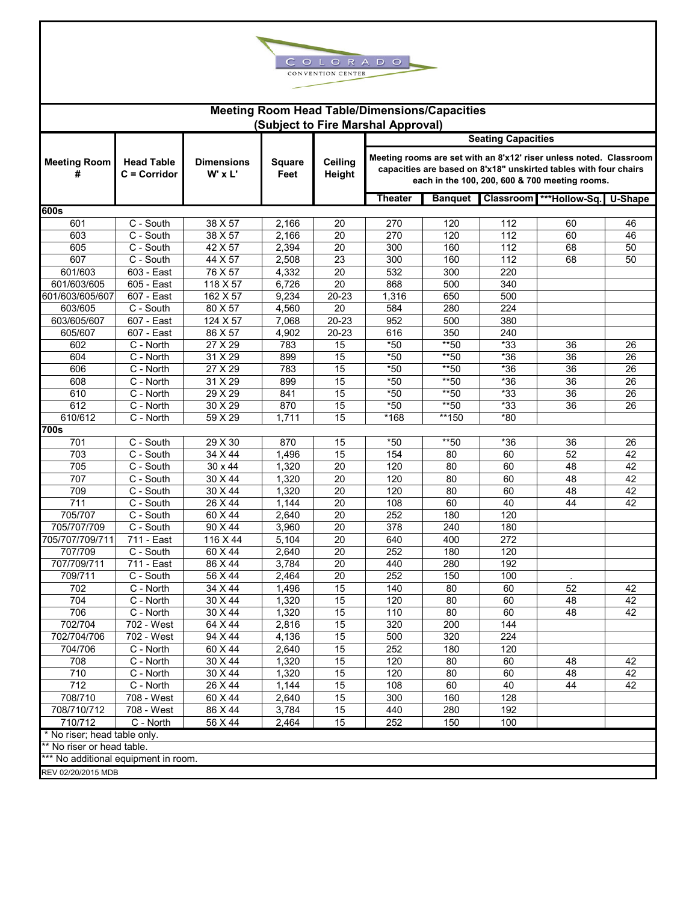COLORADO CONVENTION CENTER

## Meeting Room Head Table/Dimensions/Capacities
### (Subject to Fire Marshal Approval)

| Meeting Room # | Head Table C = Corridor | Dimensions W' x L' | Square Feet | Ceiling Height | Seating Capacities | | | | |
|---|---|---|---|---|---|---|---|---|---|
| | | | | | Meeting rooms are set with an 8'x12' riser unless noted. Classroom capacities are based on 8'x18" unskirted tables with four chairs each in the 100, 200, 600 & 700 meeting rooms. | | | | |
| | | | | | Theater | Banquet | Classroom | ***Hollow-Sq. | U-Shape |
| **600s** | | | | | | | | | |
| 601 | C - South | 38 X 57 | 2,166 | 20 | 270 | 120 | 112 | 60 | 46 |
| 603 | C - South | 38 X 57 | 2,166 | 20 | 270 | 120 | 112 | 60 | 46 |
| 605 | C - South | 42 X 57 | 2,394 | 20 | 300 | 160 | 112 | 68 | 50 |
| 607 | C - South | 44 X 57 | 2,508 | 23 | 300 | 160 | 112 | 68 | 50 |
| 601/603 | 603 - East | 76 X 57 | 4,332 | 20 | 532 | 300 | 220 | | |
| 601/603/605 | 605 - East | 118 X 57 | 6,726 | 20 | 868 | 500 | 340 | | |
| 601/603/605/607 | 607 - East | 162 X 57 | 9,234 | 20-23 | 1,316 | 650 | 500 | | |
| 603/605 | C - South | 80 X 57 | 4,560 | 20 | 584 | 280 | 224 | | |
| 603/605/607 | 607 - East | 124 X 57 | 7,068 | 20-23 | 952 | 500 | 380 | | |
| 605/607 | 607 - East | 86 X 57 | 4,902 | 20-23 | 616 | 350 | 240 | | |
| 602 | C - North | 27 X 29 | 783 | 15 | *50 | **50 | *33 | 36 | 26 |
| 604 | C - North | 31 X 29 | 899 | 15 | *50 | **50 | *36 | 36 | 26 |
| 606 | C - North | 27 X 29 | 783 | 15 | *50 | **50 | *36 | 36 | 26 |
| 608 | C - North | 31 X 29 | 899 | 15 | *50 | **50 | *36 | 36 | 26 |
| 610 | C - North | 29 X 29 | 841 | 15 | *50 | **50 | *33 | 36 | 26 |
| 612 | C - North | 30 X 29 | 870 | 15 | *50 | **50 | *33 | 36 | 26 |
| 610/612 | C - North | 59 X 29 | 1,711 | 15 | *168 | **150 | *80 | | |
| **700s** | | | | | | | | | |
| 701 | C - South | 29 X 30 | 870 | 15 | *50 | **50 | *36 | 36 | 26 |
| 703 | C - South | 34 X 44 | 1,496 | 15 | 154 | 80 | 60 | 52 | 42 |
| 705 | C - South | 30 x 44 | 1,320 | 20 | 120 | 80 | 60 | 48 | 42 |
| 707 | C - South | 30 X 44 | 1,320 | 20 | 120 | 80 | 60 | 48 | 42 |
| 709 | C - South | 30 X 44 | 1,320 | 20 | 120 | 80 | 60 | 48 | 42 |
| 711 | C - South | 26 X 44 | 1,144 | 20 | 108 | 60 | 40 | 44 | 42 |
| 705/707 | C - South | 60 X 44 | 2,640 | 20 | 252 | 180 | 120 | | |
| 705/707/709 | C - South | 90 X 44 | 3,960 | 20 | 378 | 240 | 180 | | |
| 705/707/709/711 | 711 - East | 116 X 44 | 5,104 | 20 | 640 | 400 | 272 | | |
| 707/709 | C - South | 60 X 44 | 2,640 | 20 | 252 | 180 | 120 | | |
| 707/709/711 | 711 - East | 86 X 44 | 3,784 | 20 | 440 | 280 | 192 | | |
| 709/711 | C - South | 56 X 44 | 2,464 | 20 | 252 | 150 | 100 | . | |
| 702 | C - North | 34 X 44 | 1,496 | 15 | 140 | 80 | 60 | 52 | 42 |
| 704 | C - North | 30 X 44 | 1,320 | 15 | 120 | 80 | 60 | 48 | 42 |
| 706 | C - North | 30 X 44 | 1,320 | 15 | 110 | 80 | 60 | 48 | 42 |
| 702/704 | 702 - West | 64 X 44 | 2,816 | 15 | 320 | 200 | 144 | | |
| 702/704/706 | 702 - West | 94 X 44 | 4,136 | 15 | 500 | 320 | 224 | | |
| 704/706 | C - North | 60 X 44 | 2,640 | 15 | 252 | 180 | 120 | | |
| 708 | C - North | 30 X 44 | 1,320 | 15 | 120 | 80 | 60 | 48 | 42 |
| 710 | C - North | 30 X 44 | 1,320 | 15 | 120 | 80 | 60 | 48 | 42 |
| 712 | C - North | 26 X 44 | 1,144 | 15 | 108 | 60 | 40 | 44 | 42 |
| 708/710 | 708 - West | 60 X 44 | 2,640 | 15 | 300 | 160 | 128 | | |
| 708/710/712 | 708 - West | 86 X 44 | 3,784 | 15 | 440 | 280 | 192 | | |
| 710/712 | C - North | 56 X 44 | 2,464 | 15 | 252 | 150 | 100 | | |

\* No riser; head table only.

** No riser or head table.

*** No additional equipment in room.

REV 02/20/2015 MDB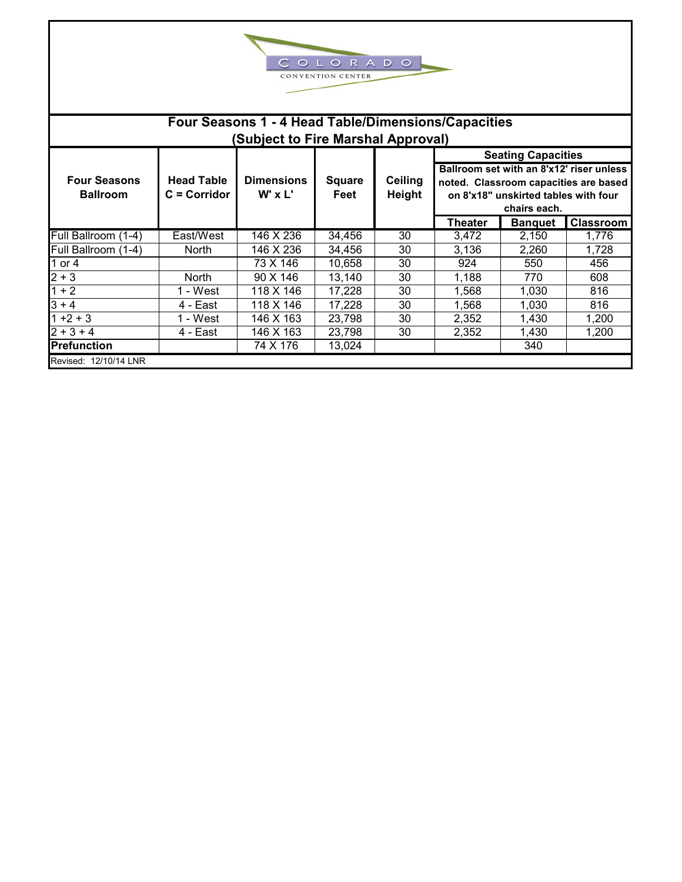COLORADO CONVENTION CENTER

# Four Seasons 1 - 4 Head Table/Dimensions/Capacities
## (Subject to Fire Marshal Approval)

| Four Seasons Ballroom | Head Table C = Corridor | Dimensions W' x L' | Square Feet | Ceiling Height | Seating Capacities: Ballroom set with an 8'x12' riser unless noted. Classroom capacities are based on 8'x18" unskirted tables with four chairs each. | | |
|---|---|---|---|---|---|---|---|
| | | | | | Theater | Banquet | Classroom |
| Full Ballroom (1-4) | East/West | 146 X 236 | 34,456 | 30 | 3,472 | 2,150 | 1,776 |
| Full Ballroom (1-4) | North | 146 X 236 | 34,456 | 30 | 3,136 | 2,260 | 1,728 |
| 1 or 4 | | 73 X 146 | 10,658 | 30 | 924 | 550 | 456 |
| 2 + 3 | North | 90 X 146 | 13,140 | 30 | 1,188 | 770 | 608 |
| 1 + 2 | 1 - West | 118 X 146 | 17,228 | 30 | 1,568 | 1,030 | 816 |
| 3 + 4 | 4 - East | 118 X 146 | 17,228 | 30 | 1,568 | 1,030 | 816 |
| 1 +2 + 3 | 1 - West | 146 X 163 | 23,798 | 30 | 2,352 | 1,430 | 1,200 |
| 2 + 3 + 4 | 4 - East | 146 X 163 | 23,798 | 30 | 2,352 | 1,430 | 1,200 |
| **Prefunction** | | 74 X 176 | 13,024 | | | 340 | |

Revised: 12/10/14 LNR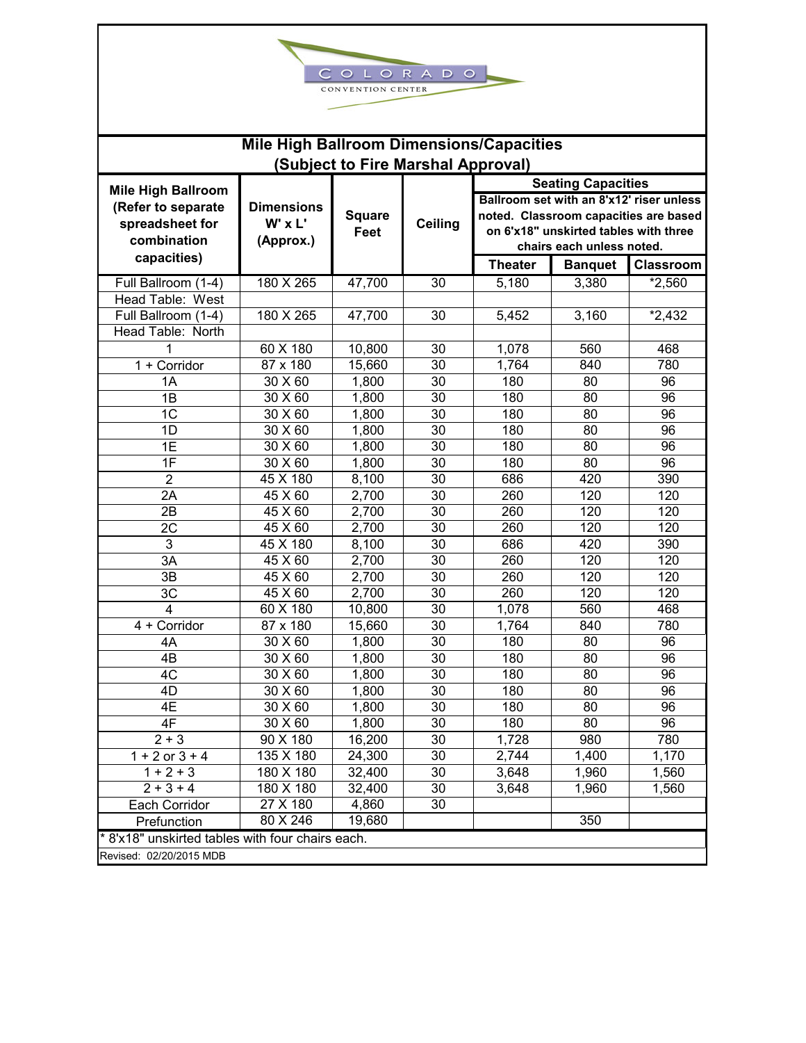COLORADO CONVENTION CENTER

## Mile High Ballroom Dimensions/Capacities
## (Subject to Fire Marshal Approval)

| Mile High Ballroom (Refer to separate spreadsheet for combination capacities) | Dimensions W' x L' (Approx.) | Square Feet | Ceiling | Seating Capacities Ballroom set with an 8'x12' riser unless noted. Classroom capacities are based on 6'x18" unskirted tables with three chairs each unless noted. | | |
|---|---|---|---|---|---|---|
| | | | | Theater | Banquet | Classroom |
| Full Ballroom (1-4) | 180 X 265 | 47,700 | 30 | 5,180 | 3,380 | *2,560 |
| Head Table: West | | | | | | |
| Full Ballroom (1-4) | 180 X 265 | 47,700 | 30 | 5,452 | 3,160 | *2,432 |
| Head Table: North | | | | | | |
| 1 | 60 X 180 | 10,800 | 30 | 1,078 | 560 | 468 |
| 1 + Corridor | 87 x 180 | 15,660 | 30 | 1,764 | 840 | 780 |
| 1A | 30 X 60 | 1,800 | 30 | 180 | 80 | 96 |
| 1B | 30 X 60 | 1,800 | 30 | 180 | 80 | 96 |
| 1C | 30 X 60 | 1,800 | 30 | 180 | 80 | 96 |
| 1D | 30 X 60 | 1,800 | 30 | 180 | 80 | 96 |
| 1E | 30 X 60 | 1,800 | 30 | 180 | 80 | 96 |
| 1F | 30 X 60 | 1,800 | 30 | 180 | 80 | 96 |
| 2 | 45 X 180 | 8,100 | 30 | 686 | 420 | 390 |
| 2A | 45 X 60 | 2,700 | 30 | 260 | 120 | 120 |
| 2B | 45 X 60 | 2,700 | 30 | 260 | 120 | 120 |
| 2C | 45 X 60 | 2,700 | 30 | 260 | 120 | 120 |
| 3 | 45 X 180 | 8,100 | 30 | 686 | 420 | 390 |
| 3A | 45 X 60 | 2,700 | 30 | 260 | 120 | 120 |
| 3B | 45 X 60 | 2,700 | 30 | 260 | 120 | 120 |
| 3C | 45 X 60 | 2,700 | 30 | 260 | 120 | 120 |
| 4 | 60 X 180 | 10,800 | 30 | 1,078 | 560 | 468 |
| 4 + Corridor | 87 x 180 | 15,660 | 30 | 1,764 | 840 | 780 |
| 4A | 30 X 60 | 1,800 | 30 | 180 | 80 | 96 |
| 4B | 30 X 60 | 1,800 | 30 | 180 | 80 | 96 |
| 4C | 30 X 60 | 1,800 | 30 | 180 | 80 | 96 |
| 4D | 30 X 60 | 1,800 | 30 | 180 | 80 | 96 |
| 4E | 30 X 60 | 1,800 | 30 | 180 | 80 | 96 |
| 4F | 30 X 60 | 1,800 | 30 | 180 | 80 | 96 |
| 2 + 3 | 90 X 180 | 16,200 | 30 | 1,728 | 980 | 780 |
| 1 + 2 or 3 + 4 | 135 X 180 | 24,300 | 30 | 2,744 | 1,400 | 1,170 |
| 1 + 2 + 3 | 180 X 180 | 32,400 | 30 | 3,648 | 1,960 | 1,560 |
| 2 + 3 + 4 | 180 X 180 | 32,400 | 30 | 3,648 | 1,960 | 1,560 |
| Each Corridor | 27 X 180 | 4,860 | 30 | | | |
| Prefunction | 80 X 246 | 19,680 | | | 350 | |

* 8'x18" unskirted tables with four chairs each.

Revised: 02/20/2015 MDB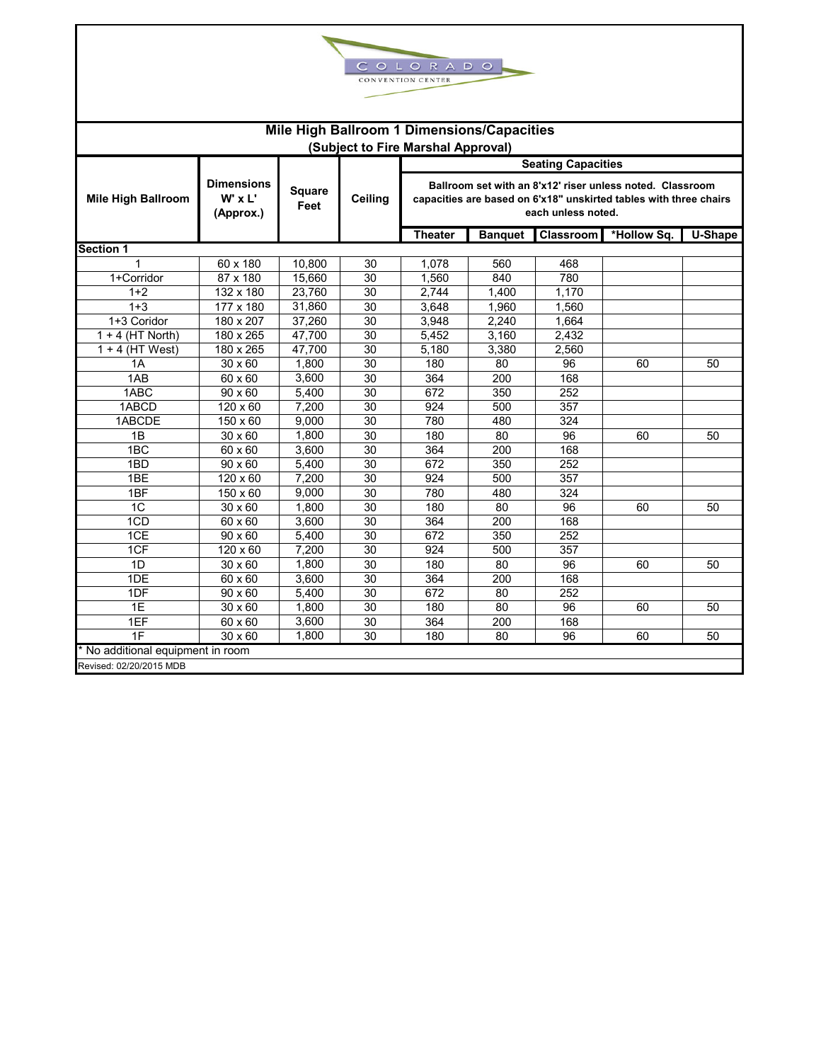COLORADO CONVENTION CENTER

## Mile High Ballroom 1 Dimensions/Capacities

**(Subject to Fire Marshal Approval)**

| Mile High Ballroom | Dimensions W' x L' (Approx.) | Square Feet | Ceiling | Seating Capacities | | | | |
|---|---|---|---|---|---|---|---|---|
| | | | | Ballroom set with an 8'x12' riser unless noted. Classroom capacities are based on 6'x18" unskirted tables with three chairs each unless noted. | | | | |
| | | | | Theater | Banquet | Classroom | *Hollow Sq. | U-Shape |
| **Section 1** | | | | | | | | |
| 1 | 60 x 180 | 10,800 | 30 | 1,078 | 560 | 468 | | |
| 1+Corridor | 87 x 180 | 15,660 | 30 | 1,560 | 840 | 780 | | |
| 1+2 | 132 x 180 | 23,760 | 30 | 2,744 | 1,400 | 1,170 | | |
| 1+3 | 177 x 180 | 31,860 | 30 | 3,648 | 1,960 | 1,560 | | |
| 1+3 Coridor | 180 x 207 | 37,260 | 30 | 3,948 | 2,240 | 1,664 | | |
| 1 + 4 (HT North) | 180 x 265 | 47,700 | 30 | 5,452 | 3,160 | 2,432 | | |
| 1 + 4 (HT West) | 180 x 265 | 47,700 | 30 | 5,180 | 3,380 | 2,560 | | |
| 1A | 30 x 60 | 1,800 | 30 | 180 | 80 | 96 | 60 | 50 |
| 1AB | 60 x 60 | 3,600 | 30 | 364 | 200 | 168 | | |
| 1ABC | 90 x 60 | 5,400 | 30 | 672 | 350 | 252 | | |
| 1ABCD | 120 x 60 | 7,200 | 30 | 924 | 500 | 357 | | |
| 1ABCDE | 150 x 60 | 9,000 | 30 | 780 | 480 | 324 | | |
| 1B | 30 x 60 | 1,800 | 30 | 180 | 80 | 96 | 60 | 50 |
| 1BC | 60 x 60 | 3,600 | 30 | 364 | 200 | 168 | | |
| 1BD | 90 x 60 | 5,400 | 30 | 672 | 350 | 252 | | |
| 1BE | 120 x 60 | 7,200 | 30 | 924 | 500 | 357 | | |
| 1BF | 150 x 60 | 9,000 | 30 | 780 | 480 | 324 | | |
| 1C | 30 x 60 | 1,800 | 30 | 180 | 80 | 96 | 60 | 50 |
| 1CD | 60 x 60 | 3,600 | 30 | 364 | 200 | 168 | | |
| 1CE | 90 x 60 | 5,400 | 30 | 672 | 350 | 252 | | |
| 1CF | 120 x 60 | 7,200 | 30 | 924 | 500 | 357 | | |
| 1D | 30 x 60 | 1,800 | 30 | 180 | 80 | 96 | 60 | 50 |
| 1DE | 60 x 60 | 3,600 | 30 | 364 | 200 | 168 | | |
| 1DF | 90 x 60 | 5,400 | 30 | 672 | 80 | 252 | | |
| 1E | 30 x 60 | 1,800 | 30 | 180 | 80 | 96 | 60 | 50 |
| 1EF | 60 x 60 | 3,600 | 30 | 364 | 200 | 168 | | |
| 1F | 30 x 60 | 1,800 | 30 | 180 | 80 | 96 | 60 | 50 |

* No additional equipment in room

Revised: 02/20/2015 MDB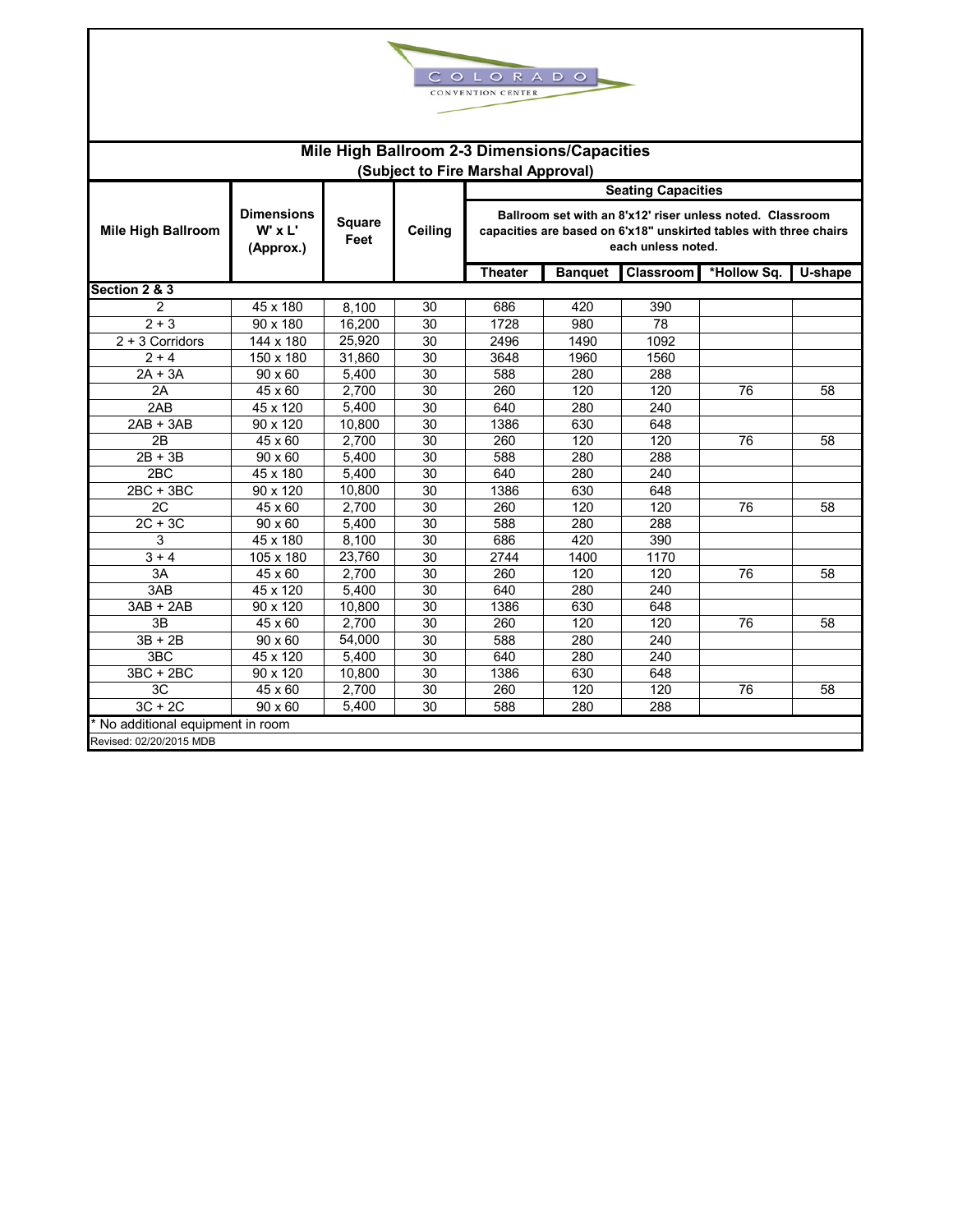COLORADO CONVENTION CENTER

## Mile High Ballroom 2-3 Dimensions/Capacities

**(Subject to Fire Marshal Approval)**

| Mile High Ballroom | Dimensions W' x L' (Approx.) | Square Feet | Ceiling | Seating Capacities — Ballroom set with an 8'x12' riser unless noted. Classroom capacities are based on 6'x18" unskirted tables with three chairs each unless noted. | | | | |
|---|---|---|---|---|---|---|---|---|
| | | | | Theater | Banquet | Classroom | *Hollow Sq. | U-shape |
| **Section 2 & 3** | | | | | | | | |
| 2 | 45 x 180 | 8,100 | 30 | 686 | 420 | 390 | | |
| 2 + 3 | 90 x 180 | 16,200 | 30 | 1728 | 980 | 78 | | |
| 2 + 3 Corridors | 144 x 180 | 25,920 | 30 | 2496 | 1490 | 1092 | | |
| 2 + 4 | 150 x 180 | 31,860 | 30 | 3648 | 1960 | 1560 | | |
| 2A + 3A | 90 x 60 | 5,400 | 30 | 588 | 280 | 288 | | |
| 2A | 45 x 60 | 2,700 | 30 | 260 | 120 | 120 | 76 | 58 |
| 2AB | 45 x 120 | 5,400 | 30 | 640 | 280 | 240 | | |
| 2AB + 3AB | 90 x 120 | 10,800 | 30 | 1386 | 630 | 648 | | |
| 2B | 45 x 60 | 2,700 | 30 | 260 | 120 | 120 | 76 | 58 |
| 2B + 3B | 90 x 60 | 5,400 | 30 | 588 | 280 | 288 | | |
| 2BC | 45 x 180 | 5,400 | 30 | 640 | 280 | 240 | | |
| 2BC + 3BC | 90 x 120 | 10,800 | 30 | 1386 | 630 | 648 | | |
| 2C | 45 x 60 | 2,700 | 30 | 260 | 120 | 120 | 76 | 58 |
| 2C + 3C | 90 x 60 | 5,400 | 30 | 588 | 280 | 288 | | |
| 3 | 45 x 180 | 8,100 | 30 | 686 | 420 | 390 | | |
| 3 + 4 | 105 x 180 | 23,760 | 30 | 2744 | 1400 | 1170 | | |
| 3A | 45 x 60 | 2,700 | 30 | 260 | 120 | 120 | 76 | 58 |
| 3AB | 45 x 120 | 5,400 | 30 | 640 | 280 | 240 | | |
| 3AB + 2AB | 90 x 120 | 10,800 | 30 | 1386 | 630 | 648 | | |
| 3B | 45 x 60 | 2,700 | 30 | 260 | 120 | 120 | 76 | 58 |
| 3B + 2B | 90 x 60 | 54,000 | 30 | 588 | 280 | 240 | | |
| 3BC | 45 x 120 | 5,400 | 30 | 640 | 280 | 240 | | |
| 3BC + 2BC | 90 x 120 | 10,800 | 30 | 1386 | 630 | 648 | | |
| 3C | 45 x 60 | 2,700 | 30 | 260 | 120 | 120 | 76 | 58 |
| 3C + 2C | 90 x 60 | 5,400 | 30 | 588 | 280 | 288 | | |

\* No additional equipment in room

Revised: 02/20/2015 MDB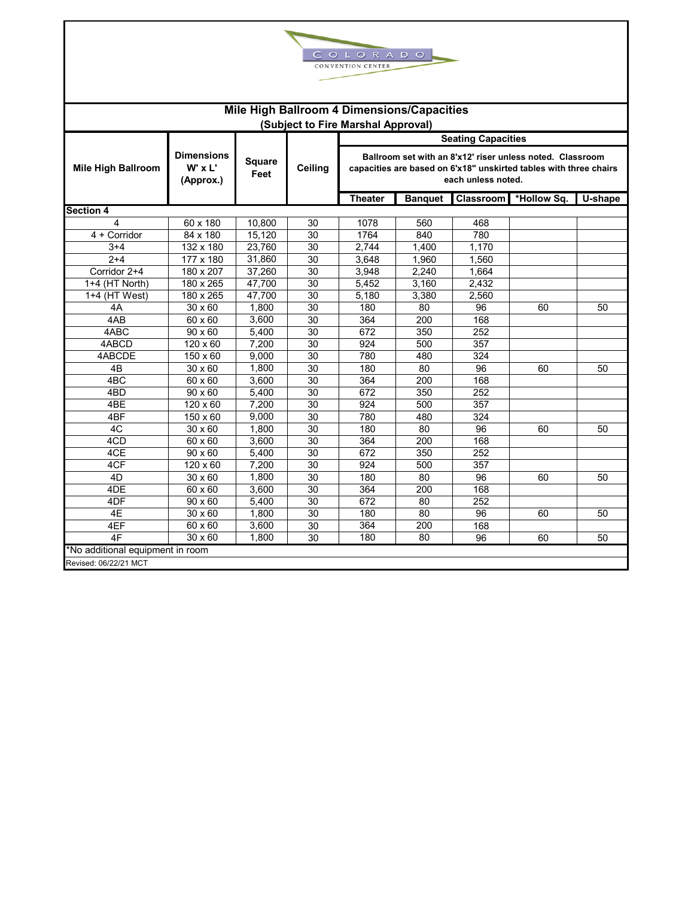COLORADO CONVENTION CENTER

## Mile High Ballroom 4 Dimensions/Capacities

(Subject to Fire Marshal Approval)

| Mile High Ballroom | Dimensions W' x L' (Approx.) | Square Feet | Ceiling | Seating Capacities | | | | |
|---|---|---|---|---|---|---|---|---|
| | | | | Ballroom set with an 8'x12' riser unless noted. Classroom capacities are based on 6'x18" unskirted tables with three chairs each unless noted. | | | | |
| | | | | Theater | Banquet | Classroom | *Hollow Sq. | U-shape |
| **Section 4** | | | | | | | | |
| 4 | 60 x 180 | 10,800 | 30 | 1078 | 560 | 468 | | |
| 4 + Corridor | 84 x 180 | 15,120 | 30 | 1764 | 840 | 780 | | |
| 3+4 | 132 x 180 | 23,760 | 30 | 2,744 | 1,400 | 1,170 | | |
| 2+4 | 177 x 180 | 31,860 | 30 | 3,648 | 1,960 | 1,560 | | |
| Corridor 2+4 | 180 x 207 | 37,260 | 30 | 3,948 | 2,240 | 1,664 | | |
| 1+4 (HT North) | 180 x 265 | 47,700 | 30 | 5,452 | 3,160 | 2,432 | | |
| 1+4 (HT West) | 180 x 265 | 47,700 | 30 | 5,180 | 3,380 | 2,560 | | |
| 4A | 30 x 60 | 1,800 | 30 | 180 | 80 | 96 | 60 | 50 |
| 4AB | 60 x 60 | 3,600 | 30 | 364 | 200 | 168 | | |
| 4ABC | 90 x 60 | 5,400 | 30 | 672 | 350 | 252 | | |
| 4ABCD | 120 x 60 | 7,200 | 30 | 924 | 500 | 357 | | |
| 4ABCDE | 150 x 60 | 9,000 | 30 | 780 | 480 | 324 | | |
| 4B | 30 x 60 | 1,800 | 30 | 180 | 80 | 96 | 60 | 50 |
| 4BC | 60 x 60 | 3,600 | 30 | 364 | 200 | 168 | | |
| 4BD | 90 x 60 | 5,400 | 30 | 672 | 350 | 252 | | |
| 4BE | 120 x 60 | 7,200 | 30 | 924 | 500 | 357 | | |
| 4BF | 150 x 60 | 9,000 | 30 | 780 | 480 | 324 | | |
| 4C | 30 x 60 | 1,800 | 30 | 180 | 80 | 96 | 60 | 50 |
| 4CD | 60 x 60 | 3,600 | 30 | 364 | 200 | 168 | | |
| 4CE | 90 x 60 | 5,400 | 30 | 672 | 350 | 252 | | |
| 4CF | 120 x 60 | 7,200 | 30 | 924 | 500 | 357 | | |
| 4D | 30 x 60 | 1,800 | 30 | 180 | 80 | 96 | 60 | 50 |
| 4DE | 60 x 60 | 3,600 | 30 | 364 | 200 | 168 | | |
| 4DF | 90 x 60 | 5,400 | 30 | 672 | 80 | 252 | | |
| 4E | 30 x 60 | 1,800 | 30 | 180 | 80 | 96 | 60 | 50 |
| 4EF | 60 x 60 | 3,600 | 30 | 364 | 200 | 168 | | |
| 4F | 30 x 60 | 1,800 | 30 | 180 | 80 | 96 | 60 | 50 |

*No additional equipment in room

Revised: 06/22/21 MCT